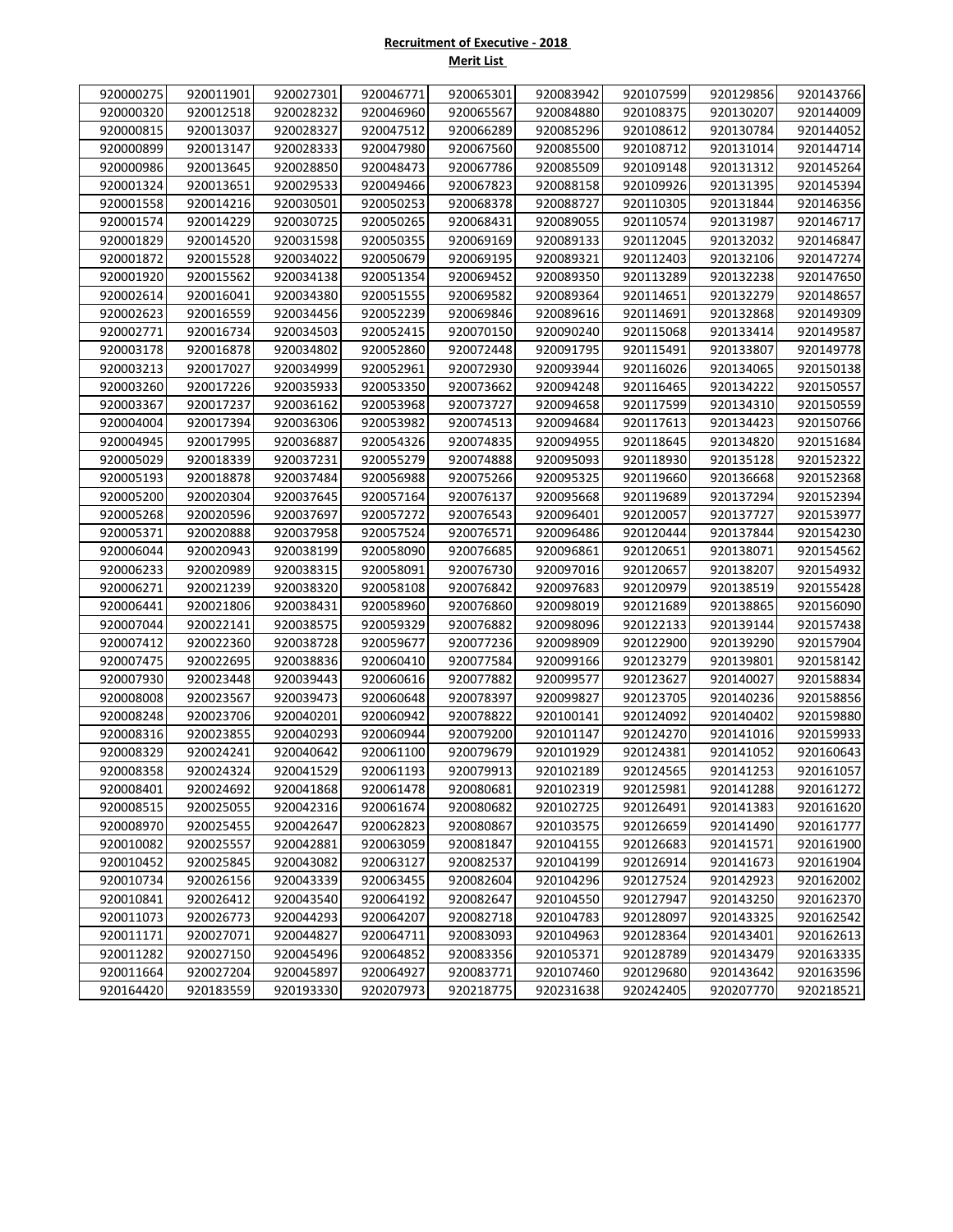**Recruitment of Executive - 2018**

**Merit List**

| | | | | | | | | |
|---|---|---|---|---|---|---|---|---|
| 920000275 | 920011901 | 920027301 | 920046771 | 920065301 | 920083942 | 920107599 | 920129856 | 920143766 |
| 920000320 | 920012518 | 920028232 | 920046960 | 920065567 | 920084880 | 920108375 | 920130207 | 920144009 |
| 920000815 | 920013037 | 920028327 | 920047512 | 920066289 | 920085296 | 920108612 | 920130784 | 920144052 |
| 920000899 | 920013147 | 920028333 | 920047980 | 920067560 | 920085500 | 920108712 | 920131014 | 920144714 |
| 920000986 | 920013645 | 920028850 | 920048473 | 920067786 | 920085509 | 920109148 | 920131312 | 920145264 |
| 920001324 | 920013651 | 920029533 | 920049466 | 920067823 | 920088158 | 920109926 | 920131395 | 920145394 |
| 920001558 | 920014216 | 920030501 | 920050253 | 920068378 | 920088727 | 920110305 | 920131844 | 920146356 |
| 920001574 | 920014229 | 920030725 | 920050265 | 920068431 | 920089055 | 920110574 | 920131987 | 920146717 |
| 920001829 | 920014520 | 920031598 | 920050355 | 920069169 | 920089133 | 920112045 | 920132032 | 920146847 |
| 920001872 | 920015528 | 920034022 | 920050679 | 920069195 | 920089321 | 920112403 | 920132106 | 920147274 |
| 920001920 | 920015562 | 920034138 | 920051354 | 920069452 | 920089350 | 920113289 | 920132238 | 920147650 |
| 920002614 | 920016041 | 920034380 | 920051555 | 920069582 | 920089364 | 920114651 | 920132279 | 920148657 |
| 920002623 | 920016559 | 920034456 | 920052239 | 920069846 | 920089616 | 920114691 | 920132868 | 920149309 |
| 920002771 | 920016734 | 920034503 | 920052415 | 920070150 | 920090240 | 920115068 | 920133414 | 920149587 |
| 920003178 | 920016878 | 920034802 | 920052860 | 920072448 | 920091795 | 920115491 | 920133807 | 920149778 |
| 920003213 | 920017027 | 920034999 | 920052961 | 920072930 | 920093944 | 920116026 | 920134065 | 920150138 |
| 920003260 | 920017226 | 920035933 | 920053350 | 920073662 | 920094248 | 920116465 | 920134222 | 920150557 |
| 920003367 | 920017237 | 920036162 | 920053968 | 920073727 | 920094658 | 920117599 | 920134310 | 920150559 |
| 920004004 | 920017394 | 920036306 | 920053982 | 920074513 | 920094684 | 920117613 | 920134423 | 920150766 |
| 920004945 | 920017995 | 920036887 | 920054326 | 920074835 | 920094955 | 920118645 | 920134820 | 920151684 |
| 920005029 | 920018339 | 920037231 | 920055279 | 920074888 | 920095093 | 920118930 | 920135128 | 920152322 |
| 920005193 | 920018878 | 920037484 | 920056988 | 920075266 | 920095325 | 920119660 | 920136668 | 920152368 |
| 920005200 | 920020304 | 920037645 | 920057164 | 920076137 | 920095668 | 920119689 | 920137294 | 920152394 |
| 920005268 | 920020596 | 920037697 | 920057272 | 920076543 | 920096401 | 920120057 | 920137727 | 920153977 |
| 920005371 | 920020888 | 920037958 | 920057524 | 920076571 | 920096486 | 920120444 | 920137844 | 920154230 |
| 920006044 | 920020943 | 920038199 | 920058090 | 920076685 | 920096861 | 920120651 | 920138071 | 920154562 |
| 920006233 | 920020989 | 920038315 | 920058091 | 920076730 | 920097016 | 920120657 | 920138207 | 920154932 |
| 920006271 | 920021239 | 920038320 | 920058108 | 920076842 | 920097683 | 920120979 | 920138519 | 920155428 |
| 920006441 | 920021806 | 920038431 | 920058960 | 920076860 | 920098019 | 920121689 | 920138865 | 920156090 |
| 920007044 | 920022141 | 920038575 | 920059329 | 920076882 | 920098096 | 920122133 | 920139144 | 920157438 |
| 920007412 | 920022360 | 920038728 | 920059677 | 920077236 | 920098909 | 920122900 | 920139290 | 920157904 |
| 920007475 | 920022695 | 920038836 | 920060410 | 920077584 | 920099166 | 920123279 | 920139801 | 920158142 |
| 920007930 | 920023448 | 920039443 | 920060616 | 920077882 | 920099577 | 920123627 | 920140027 | 920158834 |
| 920008008 | 920023567 | 920039473 | 920060648 | 920078397 | 920099827 | 920123705 | 920140236 | 920158856 |
| 920008248 | 920023706 | 920040201 | 920060942 | 920078822 | 920100141 | 920124092 | 920140402 | 920159880 |
| 920008316 | 920023855 | 920040293 | 920060944 | 920079200 | 920101147 | 920124270 | 920141016 | 920159933 |
| 920008329 | 920024241 | 920040642 | 920061100 | 920079679 | 920101929 | 920124381 | 920141052 | 920160643 |
| 920008358 | 920024324 | 920041529 | 920061193 | 920079913 | 920102189 | 920124565 | 920141253 | 920161057 |
| 920008401 | 920024692 | 920041868 | 920061478 | 920080681 | 920102319 | 920125981 | 920141288 | 920161272 |
| 920008515 | 920025055 | 920042316 | 920061674 | 920080682 | 920102725 | 920126491 | 920141383 | 920161620 |
| 920008970 | 920025455 | 920042647 | 920062823 | 920080867 | 920103575 | 920126659 | 920141490 | 920161777 |
| 920010082 | 920025557 | 920042881 | 920063059 | 920081847 | 920104155 | 920126683 | 920141571 | 920161900 |
| 920010452 | 920025845 | 920043082 | 920063127 | 920082537 | 920104199 | 920126914 | 920141673 | 920161904 |
| 920010734 | 920026156 | 920043339 | 920063455 | 920082604 | 920104296 | 920127524 | 920142923 | 920162002 |
| 920010841 | 920026412 | 920043540 | 920064192 | 920082647 | 920104550 | 920127947 | 920143250 | 920162370 |
| 920011073 | 920026773 | 920044293 | 920064207 | 920082718 | 920104783 | 920128097 | 920143325 | 920162542 |
| 920011171 | 920027071 | 920044827 | 920064711 | 920083093 | 920104963 | 920128364 | 920143401 | 920162613 |
| 920011282 | 920027150 | 920045496 | 920064852 | 920083356 | 920105371 | 920128789 | 920143479 | 920163335 |
| 920011664 | 920027204 | 920045897 | 920064927 | 920083771 | 920107460 | 920129680 | 920143642 | 920163596 |
| 920164420 | 920183559 | 920193330 | 920207973 | 920218775 | 920231638 | 920242405 | 920207770 | 920218521 |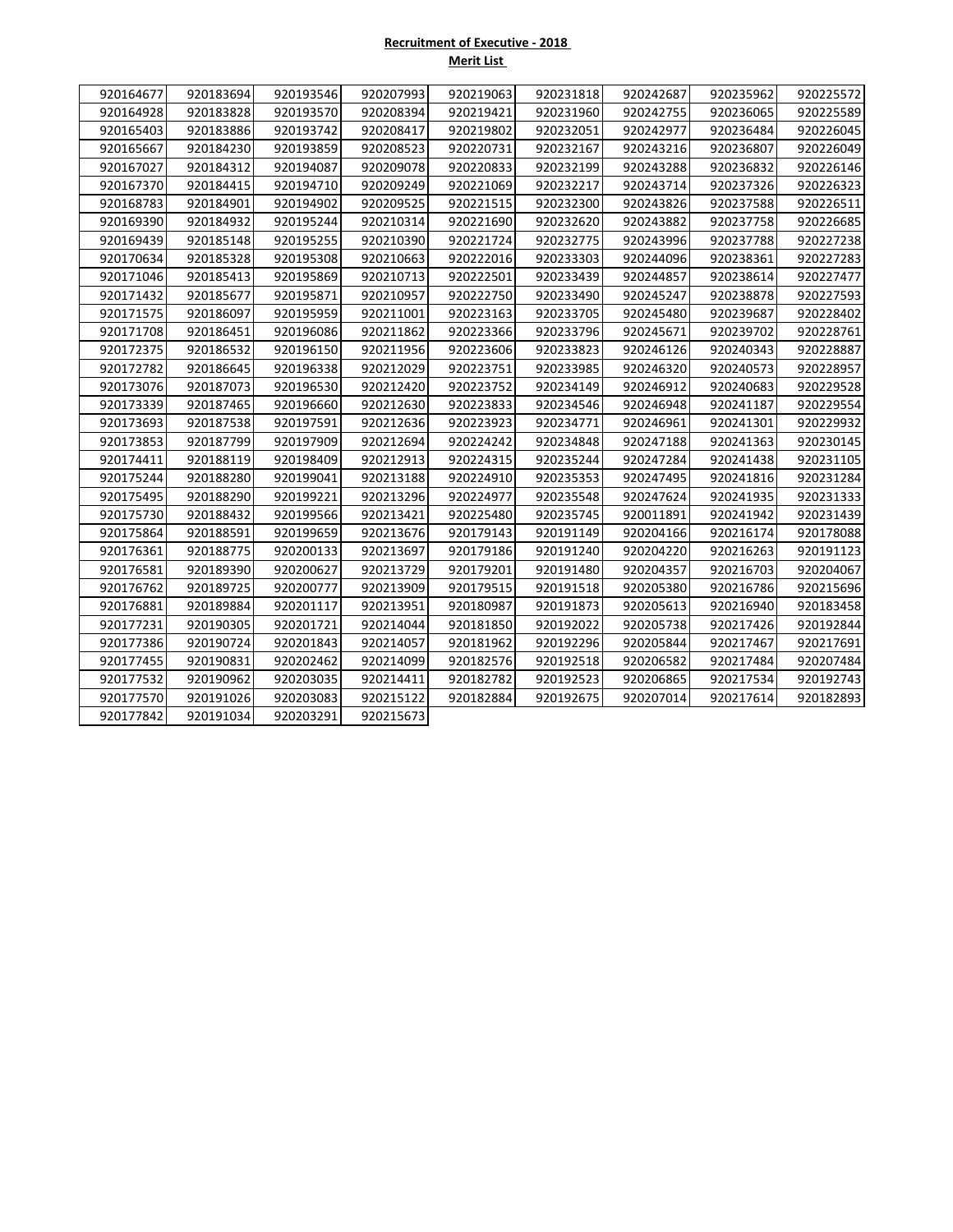**Recruitment of Executive - 2018**

**Merit List**

| | | | | | | | | |
|---|---|---|---|---|---|---|---|---|
| 920164677 | 920183694 | 920193546 | 920207993 | 920219063 | 920231818 | 920242687 | 920235962 | 920225572 |
| 920164928 | 920183828 | 920193570 | 920208394 | 920219421 | 920231960 | 920242755 | 920236065 | 920225589 |
| 920165403 | 920183886 | 920193742 | 920208417 | 920219802 | 920232051 | 920242977 | 920236484 | 920226045 |
| 920165667 | 920184230 | 920193859 | 920208523 | 920220731 | 920232167 | 920243216 | 920236807 | 920226049 |
| 920167027 | 920184312 | 920194087 | 920209078 | 920220833 | 920232199 | 920243288 | 920236832 | 920226146 |
| 920167370 | 920184415 | 920194710 | 920209249 | 920221069 | 920232217 | 920243714 | 920237326 | 920226323 |
| 920168783 | 920184901 | 920194902 | 920209525 | 920221515 | 920232300 | 920243826 | 920237588 | 920226511 |
| 920169390 | 920184932 | 920195244 | 920210314 | 920221690 | 920232620 | 920243882 | 920237758 | 920226685 |
| 920169439 | 920185148 | 920195255 | 920210390 | 920221724 | 920232775 | 920243996 | 920237788 | 920227238 |
| 920170634 | 920185328 | 920195308 | 920210663 | 920222016 | 920233303 | 920244096 | 920238361 | 920227283 |
| 920171046 | 920185413 | 920195869 | 920210713 | 920222501 | 920233439 | 920244857 | 920238614 | 920227477 |
| 920171432 | 920185677 | 920195871 | 920210957 | 920222750 | 920233490 | 920245247 | 920238878 | 920227593 |
| 920171575 | 920186097 | 920195959 | 920211001 | 920223163 | 920233705 | 920245480 | 920239687 | 920228402 |
| 920171708 | 920186451 | 920196086 | 920211862 | 920223366 | 920233796 | 920245671 | 920239702 | 920228761 |
| 920172375 | 920186532 | 920196150 | 920211956 | 920223606 | 920233823 | 920246126 | 920240343 | 920228887 |
| 920172782 | 920186645 | 920196338 | 920212029 | 920223751 | 920233985 | 920246320 | 920240573 | 920228957 |
| 920173076 | 920187073 | 920196530 | 920212420 | 920223752 | 920234149 | 920246912 | 920240683 | 920229528 |
| 920173339 | 920187465 | 920196660 | 920212630 | 920223833 | 920234546 | 920246948 | 920241187 | 920229554 |
| 920173693 | 920187538 | 920197591 | 920212636 | 920223923 | 920234771 | 920246961 | 920241301 | 920229932 |
| 920173853 | 920187799 | 920197909 | 920212694 | 920224242 | 920234848 | 920247188 | 920241363 | 920230145 |
| 920174411 | 920188119 | 920198409 | 920212913 | 920224315 | 920235244 | 920247284 | 920241438 | 920231105 |
| 920175244 | 920188280 | 920199041 | 920213188 | 920224910 | 920235353 | 920247495 | 920241816 | 920231284 |
| 920175495 | 920188290 | 920199221 | 920213296 | 920224977 | 920235548 | 920247624 | 920241935 | 920231333 |
| 920175730 | 920188432 | 920199566 | 920213421 | 920225480 | 920235745 | 920011891 | 920241942 | 920231439 |
| 920175864 | 920188591 | 920199659 | 920213676 | 920179143 | 920191149 | 920204166 | 920216174 | 920178088 |
| 920176361 | 920188775 | 920200133 | 920213697 | 920179186 | 920191240 | 920204220 | 920216263 | 920191123 |
| 920176581 | 920189390 | 920200627 | 920213729 | 920179201 | 920191480 | 920204357 | 920216703 | 920204067 |
| 920176762 | 920189725 | 920200777 | 920213909 | 920179515 | 920191518 | 920205380 | 920216786 | 920215696 |
| 920176881 | 920189884 | 920201117 | 920213951 | 920180987 | 920191873 | 920205613 | 920216940 | 920183458 |
| 920177231 | 920190305 | 920201721 | 920214044 | 920181850 | 920192022 | 920205738 | 920217426 | 920192844 |
| 920177386 | 920190724 | 920201843 | 920214057 | 920181962 | 920192296 | 920205844 | 920217467 | 920217691 |
| 920177455 | 920190831 | 920202462 | 920214099 | 920182576 | 920192518 | 920206582 | 920217484 | 920207484 |
| 920177532 | 920190962 | 920203035 | 920214411 | 920182782 | 920192523 | 920206865 | 920217534 | 920192743 |
| 920177570 | 920191026 | 920203083 | 920215122 | 920182884 | 920192675 | 920207014 | 920217614 | 920182893 |
| 920177842 | 920191034 | 920203291 | 920215673 | | | | | |